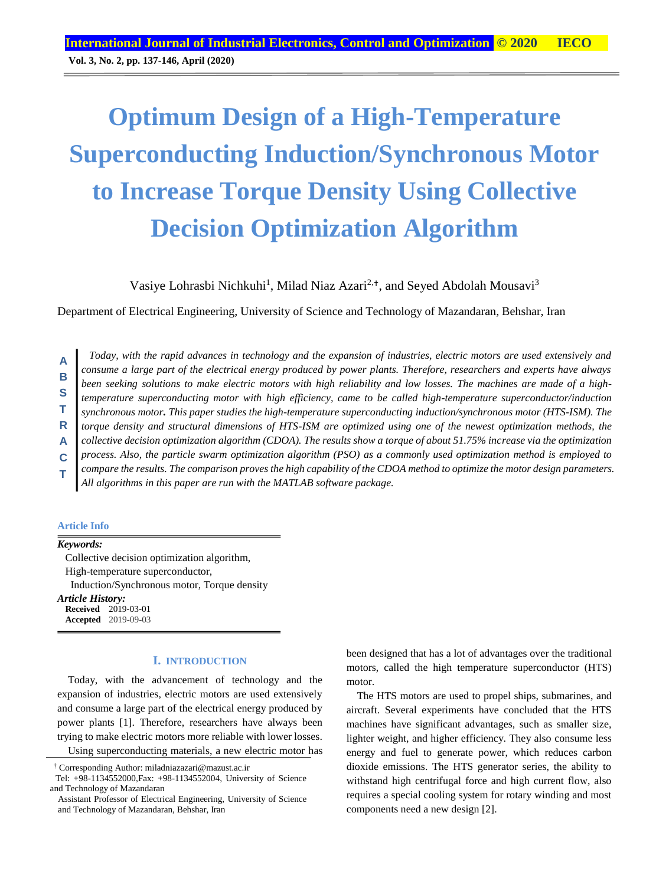# Optimum Design of a High-Temperature Superconducting Induction/Synchronous Motor to Increase Torque Density Using Collective Decision Optimization Algorithm

Vasiye Lohrasbi Nichkuhi[1], Milad Niaz Azari[2,†], and Seyed Abdolah Mousavi[3]

Department of Electrical Engineering, University of Science and Technology of Mazandaran, Behshar, Iran

**ABSTRACT**

*Today, with the rapid advances in technology and the expansion of industries, electric motors are used extensively and consume a large part of the electrical energy produced by power plants. Therefore, researchers and experts have always been seeking solutions to make electric motors with high reliability and low losses. The machines are made of a high-temperature superconducting motor with high efficiency, came to be called high-temperature superconductor/induction synchronous motor. This paper studies the high-temperature superconducting induction/synchronous motor (HTS-ISM). The torque density and structural dimensions of HTS-ISM are optimized using one of the newest optimization methods, the collective decision optimization algorithm (CDOA). The results show a torque of about 51.75% increase via the optimization process. Also, the particle swarm optimization algorithm (PSO) as a commonly used optimization method is employed to compare the results. The comparison proves the high capability of the CDOA method to optimize the motor design parameters. All algorithms in this paper are run with the MATLAB software package.*

**Article Info**

***Keywords:***
Collective decision optimization algorithm, High-temperature superconductor, Induction/Synchronous motor, Torque density

***Article History:***
**Received** 2019-03-01
**Accepted** 2019-09-03

## I. INTRODUCTION

Today, with the advancement of technology and the expansion of industries, electric motors are used extensively and consume a large part of the electrical energy produced by power plants [1]. Therefore, researchers have always been trying to make electric motors more reliable with lower losses.

Using superconducting materials, a new electric motor has been designed that has a lot of advantages over the traditional motors, called the high temperature superconductor (HTS) motor.

The HTS motors are used to propel ships, submarines, and aircraft. Several experiments have concluded that the HTS machines have significant advantages, such as smaller size, lighter weight, and higher efficiency. They also consume less energy and fuel to generate power, which reduces carbon dioxide emissions. The HTS generator series, the ability to withstand high centrifugal force and high current flow, also requires a special cooling system for rotary winding and most components need a new design [2].

---

† Corresponding Author: miladniazazari@mazust.ac.ir
Tel: +98-1134552000,Fax: +98-1134552004, University of Science and Technology of Mazandaran

Assistant Professor of Electrical Engineering, University of Science and Technology of Mazandaran, Behshar, Iran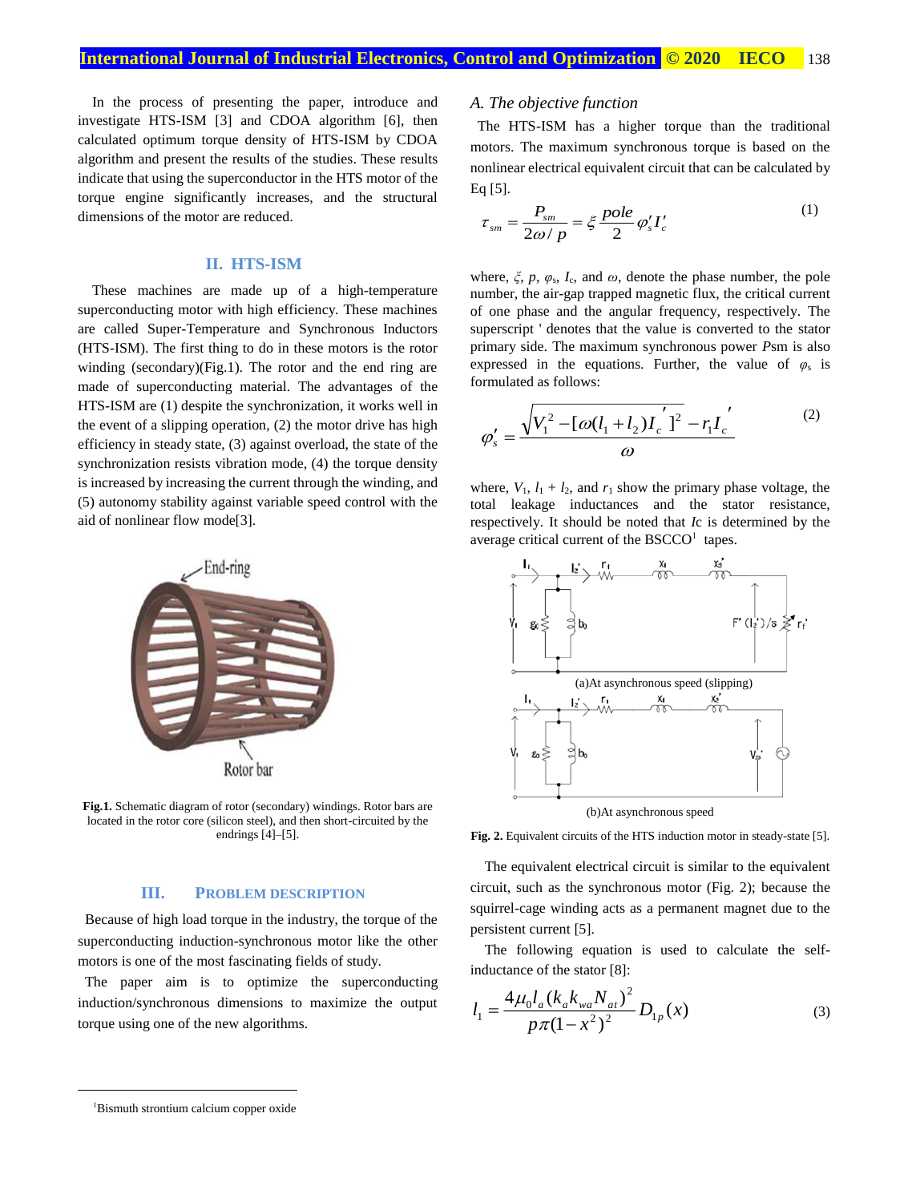In the process of presenting the paper, introduce and investigate HTS-ISM [3] and CDOA algorithm [6], then calculated optimum torque density of HTS-ISM by CDOA algorithm and present the results of the studies. These results indicate that using the superconductor in the HTS motor of the torque engine significantly increases, and the structural dimensions of the motor are reduced.

## II. HTS-ISM

These machines are made up of a high-temperature superconducting motor with high efficiency. These machines are called Super-Temperature and Synchronous Inductors (HTS-ISM). The first thing to do in these motors is the rotor winding (secondary)(Fig.1). The rotor and the end ring are made of superconducting material. The advantages of the HTS-ISM are (1) despite the synchronization, it works well in the event of a slipping operation, (2) the motor drive has high efficiency in steady state, (3) against overload, the state of the synchronization resists vibration mode, (4) the torque density is increased by increasing the current through the winding, and (5) autonomy stability against variable speed control with the aid of nonlinear flow mode[3].

**Fig.1.** Schematic diagram of rotor (secondary) windings. Rotor bars are located in the rotor core (silicon steel), and then short-circuited by the endrings [4]–[5].

## III. Problem Description

Because of high load torque in the industry, the torque of the superconducting induction-synchronous motor like the other motors is one of the most fascinating fields of study.

The paper aim is to optimize the superconducting induction/synchronous dimensions to maximize the output torque using one of the new algorithms.

### A. The objective function

The HTS-ISM has a higher torque than the traditional motors. The maximum synchronous torque is based on the nonlinear electrical equivalent circuit that can be calculated by Eq [5].

$$\tau_{sm} = \frac{P_{sm}}{2\omega / p} = \xi \frac{pole}{2} \varphi_s' I_c' \tag{1}$$

where, $\xi$, $p$, $\varphi_s$, $I_c$, and $\omega$, denote the phase number, the pole number, the air-gap trapped magnetic flux, the critical current of one phase and the angular frequency, respectively. The superscript ' denotes that the value is converted to the stator primary side. The maximum synchronous power *Psm* is also expressed in the equations. Further, the value of $\varphi_s$ is formulated as follows:

$$\varphi_s' = \frac{\sqrt{V_1^2 - [\omega(l_1 + l_2)I_c']^2} - r_1 I_c'}{\omega} \tag{2}$$

where, $V_1$, $l_1 + l_2$, and $r_1$ show the primary phase voltage, the total leakage inductances and the stator resistance, respectively. It should be noted that *Ic* is determined by the average critical current of the BSCCO[1] tapes.

(a)At asynchronous speed (slipping)

(b)At asynchronous speed

**Fig. 2.** Equivalent circuits of the HTS induction motor in steady-state [5].

The equivalent electrical circuit is similar to the equivalent circuit, such as the synchronous motor (Fig. 2); because the squirrel-cage winding acts as a permanent magnet due to the persistent current [5].

The following equation is used to calculate the self-inductance of the stator [8]:

$$l_1 = \frac{4\mu_0 l_a (k_a k_{wa} N_{at})^2}{p\pi(1 - x^2)^2} D_{1p}(x) \tag{3}$$

[1]Bismuth strontium calcium copper oxide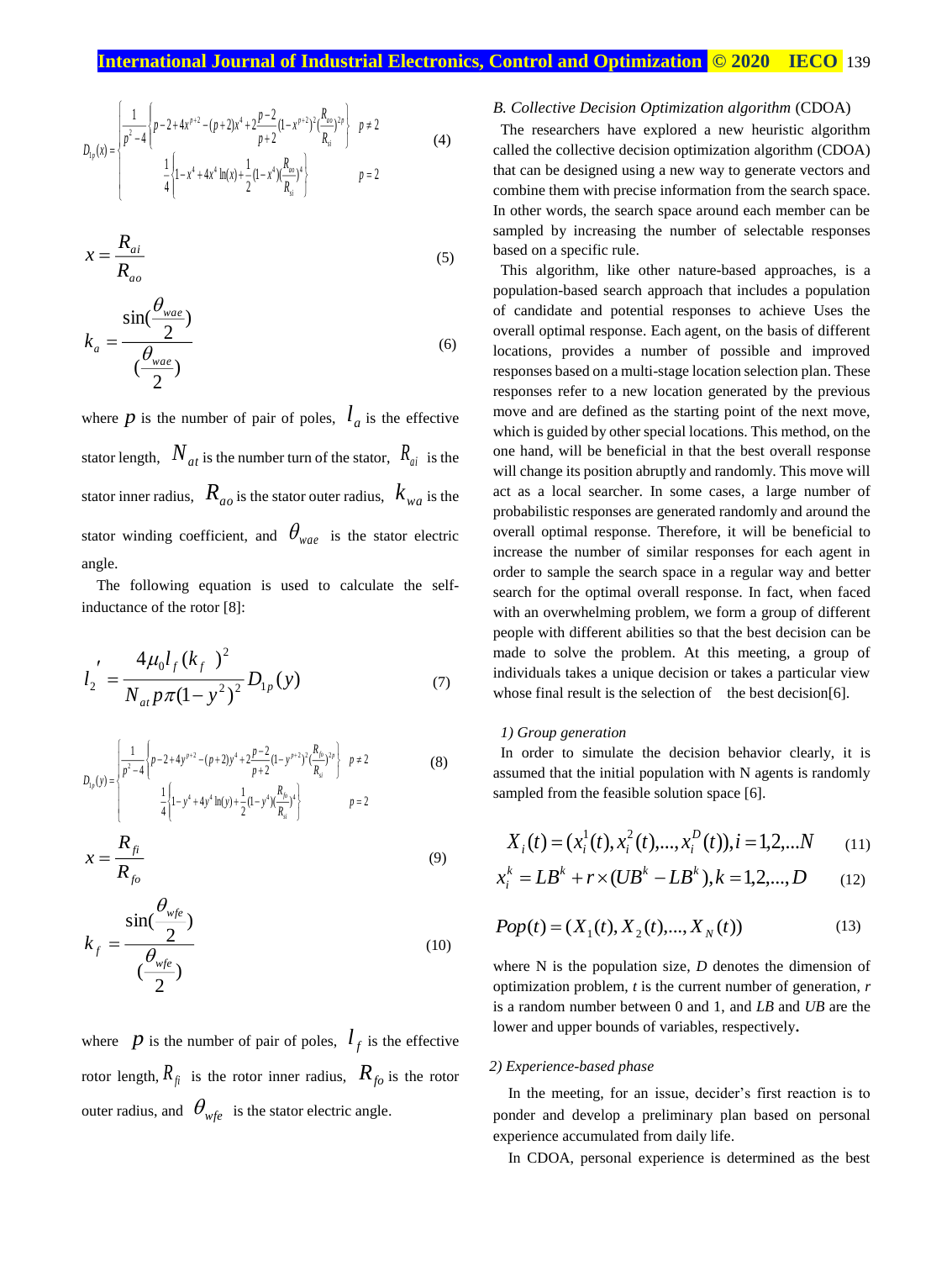$$D_{1p}(x)=\begin{cases}\frac{1}{p^2-4}\left\{p-2+4x^{p+2}-(p+2)x^4+2\frac{p-2}{p+2}(1-x^{p+2})^2(\frac{R_{ao}}{R_{si}})^{2p}\right\} & p\neq 2\\ \frac{1}{4}\left\{1-x^4+4x^4\ln(x)+\frac{1}{2}(1-x^4)(\frac{R_{ao}}{R_{si}})^4\right\} & p=2\end{cases} \tag{4}$$

$$x=\frac{R_{ai}}{R_{ao}} \tag{5}$$

$$k_a=\frac{\sin(\frac{\theta_{wae}}{2})}{(\frac{\theta_{wae}}{2})} \tag{6}$$

where $p$ is the number of pair of poles, $l_a$ is the effective stator length, $N_{at}$ is the number turn of the stator, $R_{ai}$ is the stator inner radius, $R_{ao}$ is the stator outer radius, $k_{wa}$ is the stator winding coefficient, and $\theta_{wae}$ is the stator electric angle.

The following equation is used to calculate the self-inductance of the rotor [8]:

$$l_2{}'=\frac{4\mu_0 l_f(k_f\ )^2}{N_{at}p\pi(1-y^2)^2}D_{1p}(y) \tag{7}$$

$$D_{1p}(y)=\begin{cases}\frac{1}{p^2-4}\left\{p-2+4y^{p+2}-(p+2)y^4+2\frac{p-2}{p+2}(1-y^{p+2})^2(\frac{R_{fo}}{R_{si}})^{2p}\right\} & p\neq 2\\ \frac{1}{4}\left\{1-y^4+4y^4\ln(y)+\frac{1}{2}(1-y^4)(\frac{R_{fo}}{R_{si}})^4\right\} & p=2\end{cases} \tag{8}$$

$$x=\frac{R_{fi}}{R_{fo}} \tag{9}$$

$$k_f=\frac{\sin(\frac{\theta_{wfe}}{2})}{(\frac{\theta_{wfe}}{2})} \tag{10}$$

where $p$ is the number of pair of poles, $l_f$ is the effective rotor length, $R_{fi}$ is the rotor inner radius, $R_{fo}$ is the rotor outer radius, and $\theta_{wfe}$ is the stator electric angle.

### *B. Collective Decision Optimization algorithm* (CDOA)

The researchers have explored a new heuristic algorithm called the collective decision optimization algorithm (CDOA) that can be designed using a new way to generate vectors and combine them with precise information from the search space. In other words, the search space around each member can be sampled by increasing the number of selectable responses based on a specific rule.

This algorithm, like other nature-based approaches, is a population-based search approach that includes a population of candidate and potential responses to achieve Uses the overall optimal response. Each agent, on the basis of different locations, provides a number of possible and improved responses based on a multi-stage location selection plan. These responses refer to a new location generated by the previous move and are defined as the starting point of the next move, which is guided by other special locations. This method, on the one hand, will be beneficial in that the best overall response will change its position abruptly and randomly. This move will act as a local searcher. In some cases, a large number of probabilistic responses are generated randomly and around the overall optimal response. Therefore, it will be beneficial to increase the number of similar responses for each agent in order to sample the search space in a regular way and better search for the optimal overall response. In fact, when faced with an overwhelming problem, we form a group of different people with different abilities so that the best decision can be made to solve the problem. At this meeting, a group of individuals takes a unique decision or takes a particular view whose final result is the selection of the best decision[6].

#### *1) Group generation*

In order to simulate the decision behavior clearly, it is assumed that the initial population with N agents is randomly sampled from the feasible solution space [6].

$$X_i(t)=(x_i^1(t),x_i^2(t),...,x_i^D(t)),i=1,2,...N \tag{11}$$

$$x_i^k=LB^k+r\times(UB^k-LB^k),k=1,2,...,D \tag{12}$$

$$Pop(t)=(X_1(t),X_2(t),...,X_N(t)) \tag{13}$$

where N is the population size, $D$ denotes the dimension of optimization problem, $t$ is the current number of generation, $r$ is a random number between 0 and 1, and $LB$ and $UB$ are the lower and upper bounds of variables, respectively**.**

#### *2) Experience-based phase*

In the meeting, for an issue, decider's first reaction is to ponder and develop a preliminary plan based on personal experience accumulated from daily life.

In CDOA, personal experience is determined as the best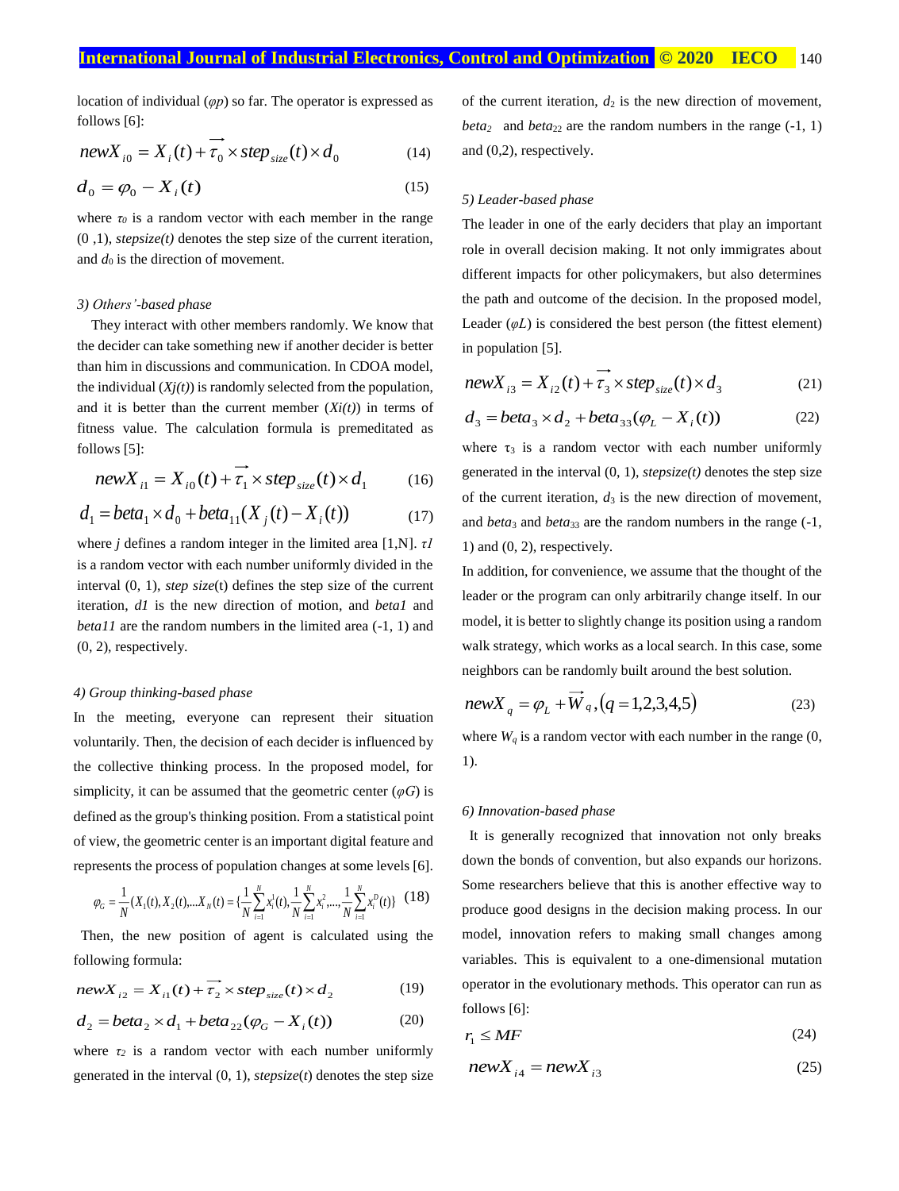location of individual ($\varphi p$) so far. The operator is expressed as follows [6]:

$$newX_{i0} = X_i(t) + \overrightarrow{\tau_0} \times step_{size}(t) \times d_0 \tag{14}$$

$$d_0 = \varphi_0 - X_i(t) \tag{15}$$

where $\tau_0$ is a random vector with each member in the range (0 ,1), *stepsize(t)* denotes the step size of the current iteration, and $d_0$ is the direction of movement.

*3) Others'-based phase*

They interact with other members randomly. We know that the decider can take something new if another decider is better than him in discussions and communication. In CDOA model, the individual ($Xj(t)$) is randomly selected from the population, and it is better than the current member ($Xi(t)$) in terms of fitness value. The calculation formula is premeditated as follows [5]:

$$newX_{i1} = X_{i0}(t) + \overrightarrow{\tau_1} \times step_{size}(t) \times d_1 \tag{16}$$

$$d_1 = beta_1 \times d_0 + beta_{11}(X_j(t) - X_i(t)) \tag{17}$$

where $j$ defines a random integer in the limited area [1,N]. $\tau 1$ is a random vector with each number uniformly divided in the interval (0, 1), *step size*(t) defines the step size of the current iteration, $d1$ is the new direction of motion, and $beta1$ and $beta11$ are the random numbers in the limited area (-1, 1) and (0, 2), respectively.

*4) Group thinking-based phase*

In the meeting, everyone can represent their situation voluntarily. Then, the decision of each decider is influenced by the collective thinking process. In the proposed model, for simplicity, it can be assumed that the geometric center ($\varphi G$) is defined as the group's thinking position. From a statistical point of view, the geometric center is an important digital feature and represents the process of population changes at some levels [6].

$$\varphi_G = \frac{1}{N}(X_1(t), X_2(t), \ldots X_N(t) = \{\frac{1}{N}\sum_{i=1}^{N} x_i^1(t), \frac{1}{N}\sum_{i=1}^{N} x_i^2, \ldots, \frac{1}{N}\sum_{i=1}^{N} x_i^D(t)\} \tag{18}$$

Then, the new position of agent is calculated using the following formula:

$$newX_{i2} = X_{i1}(t) + \overrightarrow{\tau_2} \times step_{size}(t) \times d_2 \tag{19}$$

$$d_2 = beta_2 \times d_1 + beta_{22}(\varphi_G - X_i(t)) \tag{20}$$

where $\tau_2$ is a random vector with each number uniformly generated in the interval (0, 1), *stepsize*(*t*) denotes the step size of the current iteration, $d_2$ is the new direction of movement, $beta_2$ and $beta_{22}$ are the random numbers in the range (-1, 1) and (0,2), respectively.

*5) Leader-based phase*

The leader in one of the early deciders that play an important role in overall decision making. It not only immigrates about different impacts for other policymakers, but also determines the path and outcome of the decision. In the proposed model, Leader ($\varphi L$) is considered the best person (the fittest element) in population [5].

$$newX_{i3} = X_{i2}(t) + \overrightarrow{\tau_3} \times step_{size}(t) \times d_3 \tag{21}$$

$$d_3 = beta_3 \times d_2 + beta_{33}(\varphi_L - X_i(t)) \tag{22}$$

where $\tau_3$ is a random vector with each number uniformly generated in the interval (0, 1), *stepsize(t)* denotes the step size of the current iteration, $d_3$ is the new direction of movement, and $beta_3$ and $beta_{33}$ are the random numbers in the range (-1, 1) and (0, 2), respectively.

In addition, for convenience, we assume that the thought of the leader or the program can only arbitrarily change itself. In our model, it is better to slightly change its position using a random walk strategy, which works as a local search. In this case, some neighbors can be randomly built around the best solution.

$$newX_q = \varphi_L + \overrightarrow{W}_q, (q = 1,2,3,4,5) \tag{23}$$

where $W_q$ is a random vector with each number in the range (0, 1).

*6) Innovation-based phase*

It is generally recognized that innovation not only breaks down the bonds of convention, but also expands our horizons. Some researchers believe that this is another effective way to produce good designs in the decision making process. In our model, innovation refers to making small changes among variables. This is equivalent to a one-dimensional mutation operator in the evolutionary methods. This operator can run as follows [6]:

$$r_1 \leq MF \tag{24}$$

$$newX_{i4} = newX_{i3} \tag{25}$$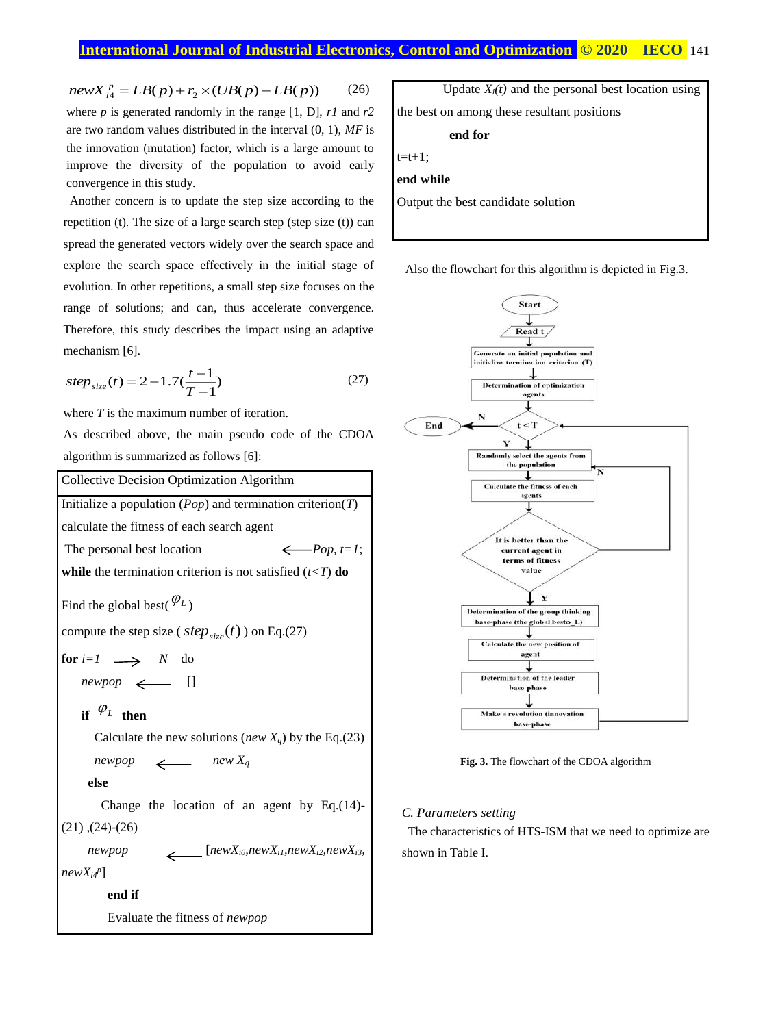$$newX_{i4}^{p} = LB(p) + r_2 \times (UB(p) - LB(p)) \qquad (26)$$

where $p$ is generated randomly in the range [1, D], $r1$ and $r2$ are two random values distributed in the interval (0, 1), $MF$ is the innovation (mutation) factor, which is a large amount to improve the diversity of the population to avoid early convergence in this study.

Another concern is to update the step size according to the repetition (t). The size of a large search step (step size (t)) can spread the generated vectors widely over the search space and explore the search space effectively in the initial stage of evolution. In other repetitions, a small step size focuses on the range of solutions; and can, thus accelerate convergence. Therefore, this study describes the impact using an adaptive mechanism [6].

$$step_{size}(t) = 2 - 1.7\left(\frac{t-1}{T-1}\right) \qquad (27)$$

where $T$ is the maximum number of iteration.

As described above, the main pseudo code of the CDOA algorithm is summarized as follows [6]:

```
Collective Decision Optimization Algorithm
Initialize a population (Pop) and termination criterion(T)
calculate the fitness of each search agent
The personal best location                  <---Pop, t=1;
while the termination criterion is not satisfied (t<T) do
Find the global best(φ_L)
compute the step size ( step_size(t) ) on Eq.(27)
for i=1  --->  N  do
    newpop  <---  []
    if φ_L then
        Calculate the new solutions (new X_q) by the Eq.(23)
        newpop   <---   new X_q
    else
        Change the location of an agent by Eq.(14)-(21) ,(24)-(26)
        newpop    <---  [newX_i0,newX_i1,newX_i2,newX_i3, newX_i4^p]
    end if
    Evaluate the fitness of newpop
    Update X_i(t) and the personal best location using the best on among these resultant positions
  end for
t=t+1;
end while
Output the best candidate solution
```

Also the flowchart for this algorithm is depicted in Fig.3.

Fig. 3. The flowchart of the CDOA algorithm

*C. Parameters setting*

The characteristics of HTS-ISM that we need to optimize are shown in Table I.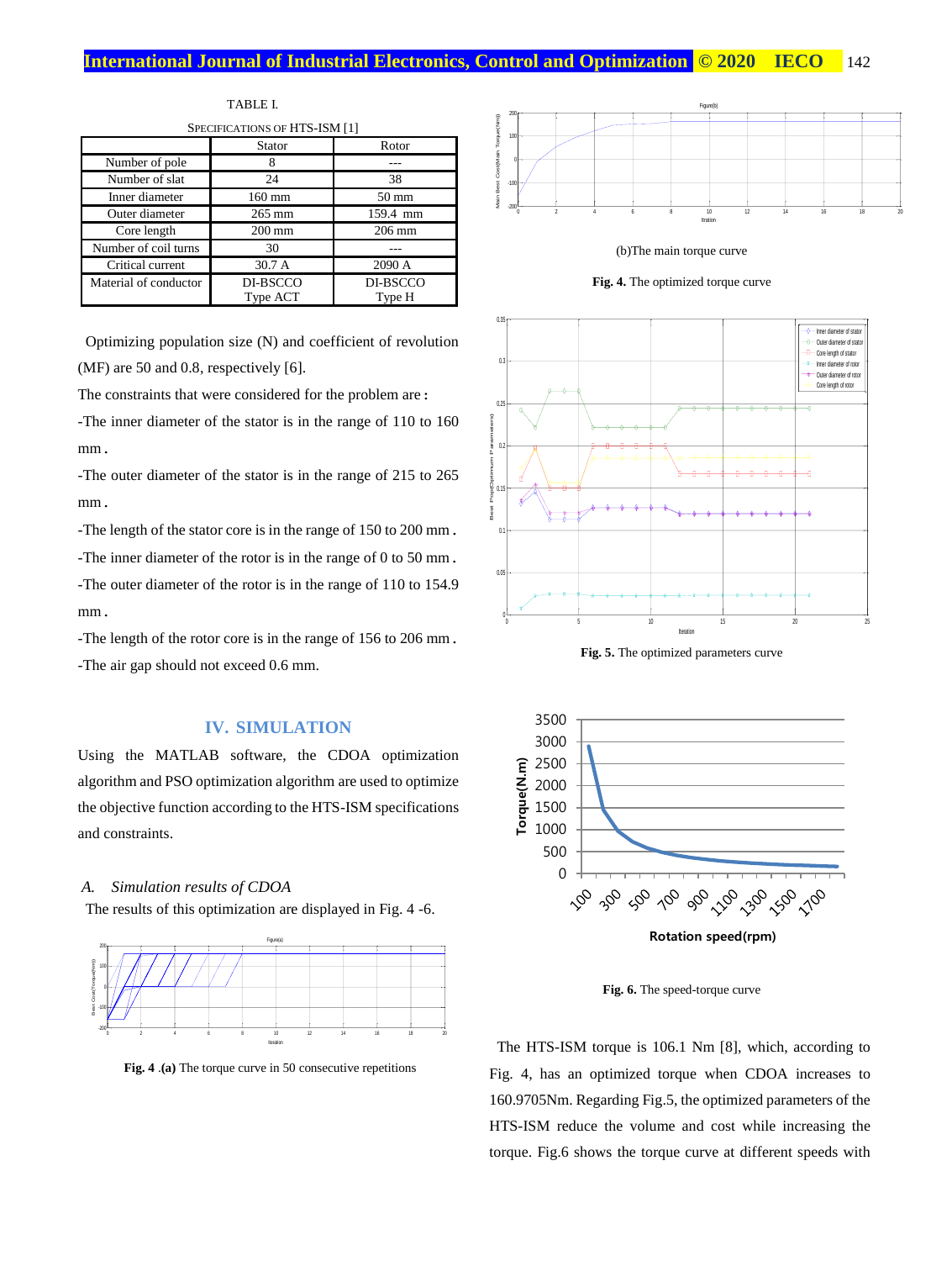TABLE I.
SPECIFICATIONS OF HTS-ISM [1]

| | Stator | Rotor |
|---|---|---|
| Number of pole | 8 | --- |
| Number of slat | 24 | 38 |
| Inner diameter | 160 mm | 50 mm |
| Outer diameter | 265 mm | 159.4 mm |
| Core length | 200 mm | 206 mm |
| Number of coil turns | 30 | --- |
| Critical current | 30.7 A | 2090 A |
| Material of conductor | DI-BSCCO Type ACT | DI-BSCCO Type H |

Optimizing population size (N) and coefficient of revolution (MF) are 50 and 0.8, respectively [6].

The constraints that were considered for the problem are:

-The inner diameter of the stator is in the range of 110 to 160 mm.

-The outer diameter of the stator is in the range of 215 to 265 mm.

-The length of the stator core is in the range of 150 to 200 mm.

-The inner diameter of the rotor is in the range of 0 to 50 mm.

-The outer diameter of the rotor is in the range of 110 to 154.9 mm.

-The length of the rotor core is in the range of 156 to 206 mm.

-The air gap should not exceed 0.6 mm.

## IV. SIMULATION

Using the MATLAB software, the CDOA optimization algorithm and PSO optimization algorithm are used to optimize the objective function according to the HTS-ISM specifications and constraints.

### A. *Simulation results of CDOA*

The results of this optimization are displayed in Fig. 4 -6.

**Fig. 4 .(a)** The torque curve in 50 consecutive repetitions

(b)The main torque curve

**Fig. 4.** The optimized torque curve

**Fig. 5.** The optimized parameters curve

**Fig. 6.** The speed-torque curve

The HTS-ISM torque is 106.1 Nm [8], which, according to Fig. 4, has an optimized torque when CDOA increases to 160.9705Nm. Regarding Fig.5, the optimized parameters of the HTS-ISM reduce the volume and cost while increasing the torque. Fig.6 shows the torque curve at different speeds with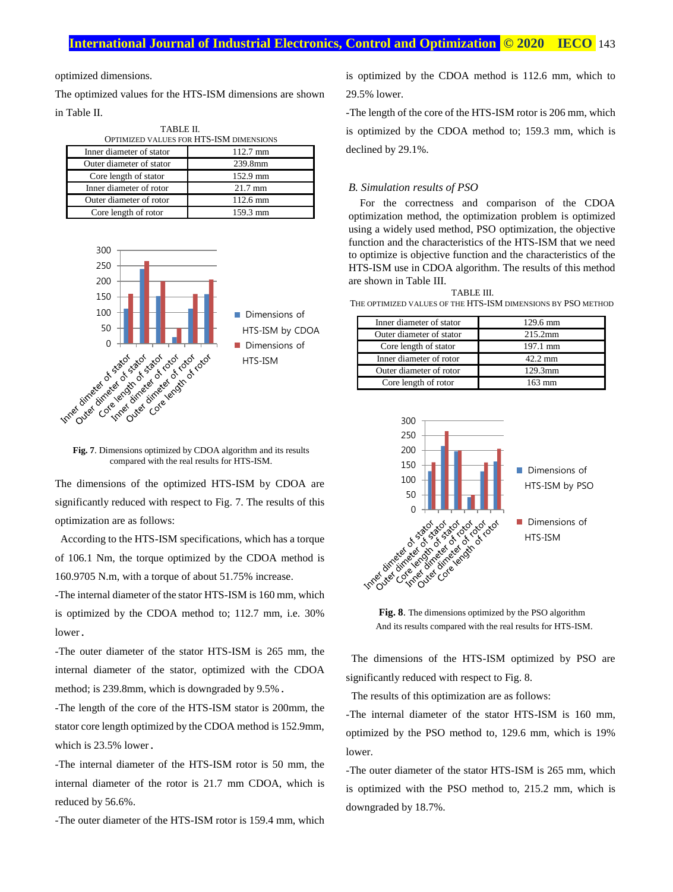optimized dimensions.

The optimized values for the HTS-ISM dimensions are shown in Table II.

TABLE II.
OPTIMIZED VALUES FOR HTS-ISM DIMENSIONS

| Inner diameter of stator | 112.7 mm |
|---|---|
| Outer diameter of stator | 239.8mm |
| Core length of stator | 152.9 mm |
| Inner diameter of rotor | 21.7 mm |
| Outer diameter of rotor | 112.6 mm |
| Core length of rotor | 159.3 mm |

**Fig. 7**. Dimensions optimized by CDOA algorithm and its results compared with the real results for HTS-ISM.

The dimensions of the optimized HTS-ISM by CDOA are significantly reduced with respect to Fig. 7. The results of this optimization are as follows:

According to the HTS-ISM specifications, which has a torque of 106.1 Nm, the torque optimized by the CDOA method is 160.9705 N.m, with a torque of about 51.75% increase.

-The internal diameter of the stator HTS-ISM is 160 mm, which is optimized by the CDOA method to; 112.7 mm, i.e. 30% lower.

-The outer diameter of the stator HTS-ISM is 265 mm, the internal diameter of the stator, optimized with the CDOA method; is 239.8mm, which is downgraded by 9.5%.

-The length of the core of the HTS-ISM stator is 200mm, the stator core length optimized by the CDOA method is 152.9mm, which is 23.5% lower.

-The internal diameter of the HTS-ISM rotor is 50 mm, the internal diameter of the rotor is 21.7 mm CDOA, which is reduced by 56.6%.

-The outer diameter of the HTS-ISM rotor is 159.4 mm, which is optimized by the CDOA method is 112.6 mm, which to 29.5% lower.

-The length of the core of the HTS-ISM rotor is 206 mm, which is optimized by the CDOA method to; 159.3 mm, which is declined by 29.1%.

### *B. Simulation results of PSO*

For the correctness and comparison of the CDOA optimization method, the optimization problem is optimized using a widely used method, PSO optimization, the objective function and the characteristics of the HTS-ISM that we need to optimize is objective function and the characteristics of the HTS-ISM use in CDOA algorithm. The results of this method are shown in Table III.

TABLE III.
THE OPTIMIZED VALUES OF THE HTS-ISM DIMENSIONS BY PSO METHOD

| Inner diameter of stator | 129.6 mm |
|---|---|
| Outer diameter of stator | 215.2mm |
| Core length of stator | 197.1 mm |
| Inner diameter of rotor | 42.2 mm |
| Outer diameter of rotor | 129.3mm |
| Core length of rotor | 163 mm |

**Fig. 8**. The dimensions optimized by the PSO algorithm And its results compared with the real results for HTS-ISM.

The dimensions of the HTS-ISM optimized by PSO are significantly reduced with respect to Fig. 8.

The results of this optimization are as follows:

-The internal diameter of the stator HTS-ISM is 160 mm, optimized by the PSO method to, 129.6 mm, which is 19% lower.

-The outer diameter of the stator HTS-ISM is 265 mm, which is optimized with the PSO method to, 215.2 mm, which is downgraded by 18.7%.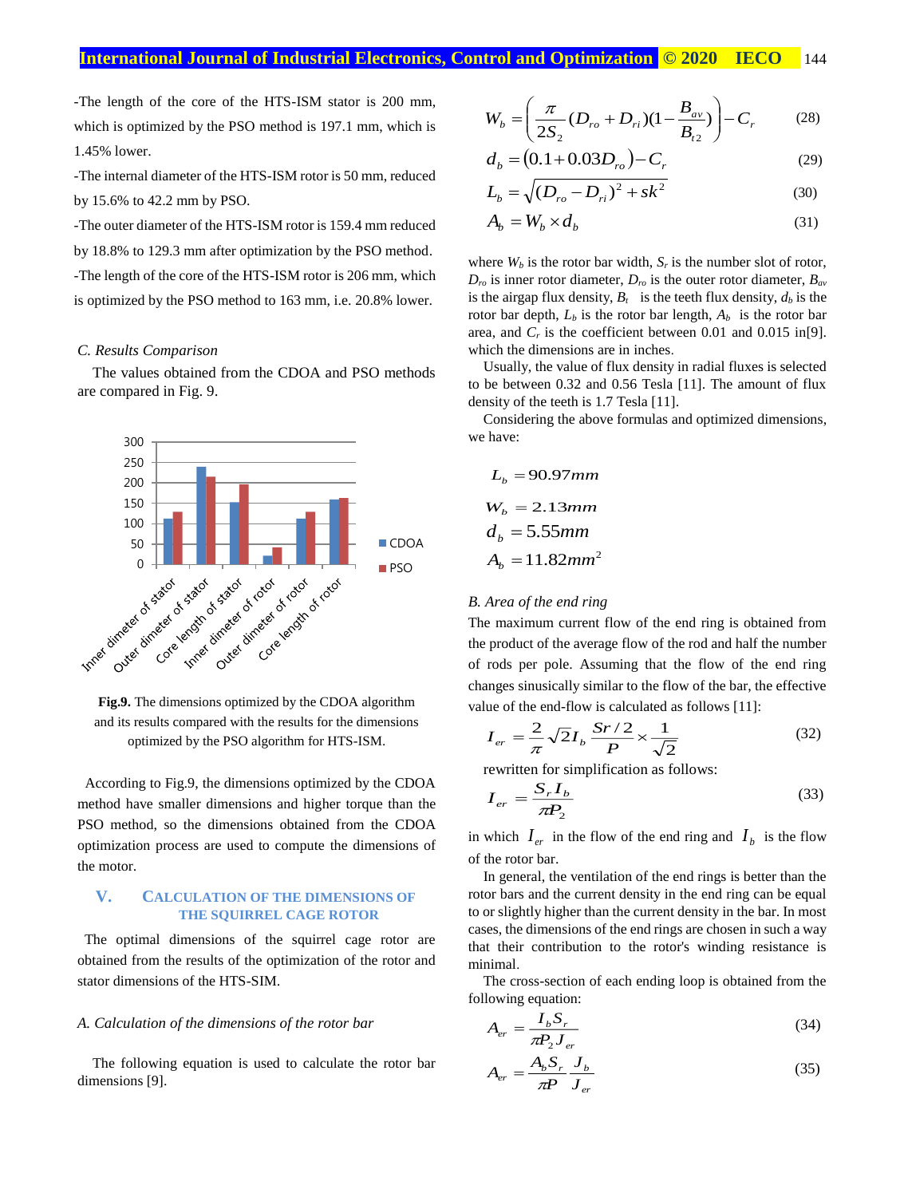-The length of the core of the HTS-ISM stator is 200 mm, which is optimized by the PSO method is 197.1 mm, which is 1.45% lower.

-The internal diameter of the HTS-ISM rotor is 50 mm, reduced by 15.6% to 42.2 mm by PSO.

-The outer diameter of the HTS-ISM rotor is 159.4 mm reduced by 18.8% to 129.3 mm after optimization by the PSO method.

-The length of the core of the HTS-ISM rotor is 206 mm, which is optimized by the PSO method to 163 mm, i.e. 20.8% lower.

### *C. Results Comparison*

The values obtained from the CDOA and PSO methods are compared in Fig. 9.

**Fig.9.** The dimensions optimized by the CDOA algorithm and its results compared with the results for the dimensions optimized by the PSO algorithm for HTS-ISM.

According to Fig.9, the dimensions optimized by the CDOA method have smaller dimensions and higher torque than the PSO method, so the dimensions obtained from the CDOA optimization process are used to compute the dimensions of the motor.

## V. CALCULATION OF THE DIMENSIONS OF THE SQUIRREL CAGE ROTOR

The optimal dimensions of the squirrel cage rotor are obtained from the results of the optimization of the rotor and stator dimensions of the HTS-SIM.

### *A. Calculation of the dimensions of the rotor bar*

The following equation is used to calculate the rotor bar dimensions [9].

$$W_b = \left( \frac{\pi}{2S_2}(D_{ro} + D_{ri})(1 - \frac{B_{av}}{B_{t2}}) \right) - C_r \tag{28}$$

$$d_b = (0.1 + 0.03D_{ro}) - C_r \tag{29}$$

$$L_b = \sqrt{(D_{ro} - D_{ri})^2 + sk^2} \tag{30}$$

$$A_b = W_b \times d_b \tag{31}$$

where $W_b$ is the rotor bar width, $S_r$ is the number slot of rotor, $D_{ro}$ is inner rotor diameter, $D_{ro}$ is the outer rotor diameter, $B_{av}$ is the airgap flux density, $B_t$ is the teeth flux density, $d_b$ is the rotor bar depth, $L_b$ is the rotor bar length, $A_b$ is the rotor bar area, and $C_r$ is the coefficient between 0.01 and 0.015 in[9]. which the dimensions are in inches.

Usually, the value of flux density in radial fluxes is selected to be between 0.32 and 0.56 Tesla [11]. The amount of flux density of the teeth is 1.7 Tesla [11].

Considering the above formulas and optimized dimensions, we have:

$$L_b = 90.97mm$$

$$W_b = 2.13mm$$

$$d_b = 5.55mm$$

$$A_b = 11.82mm^2$$

### *B. Area of the end ring*

The maximum current flow of the end ring is obtained from the product of the average flow of the rod and half the number of rods per pole. Assuming that the flow of the end ring changes sinusically similar to the flow of the bar, the effective value of the end-flow is calculated as follows [11]:

$$I_{er} = \frac{2}{\pi}\sqrt{2}I_b \frac{Sr/2}{P} \times \frac{1}{\sqrt{2}} \tag{32}$$

rewritten for simplification as follows:

$$I_{er} = \frac{S_r I_b}{\pi P_2} \tag{33}$$

in which $I_{er}$ in the flow of the end ring and $I_b$ is the flow of the rotor bar.

In general, the ventilation of the end rings is better than the rotor bars and the current density in the end ring can be equal to or slightly higher than the current density in the bar. In most cases, the dimensions of the end rings are chosen in such a way that their contribution to the rotor's winding resistance is minimal.

The cross-section of each ending loop is obtained from the following equation:

$$A_{er} = \frac{I_b S_r}{\pi P_2 J_{er}} \tag{34}$$

$$A_{er} = \frac{A_b S_r}{\pi P} \frac{J_b}{J_{er}} \tag{35}$$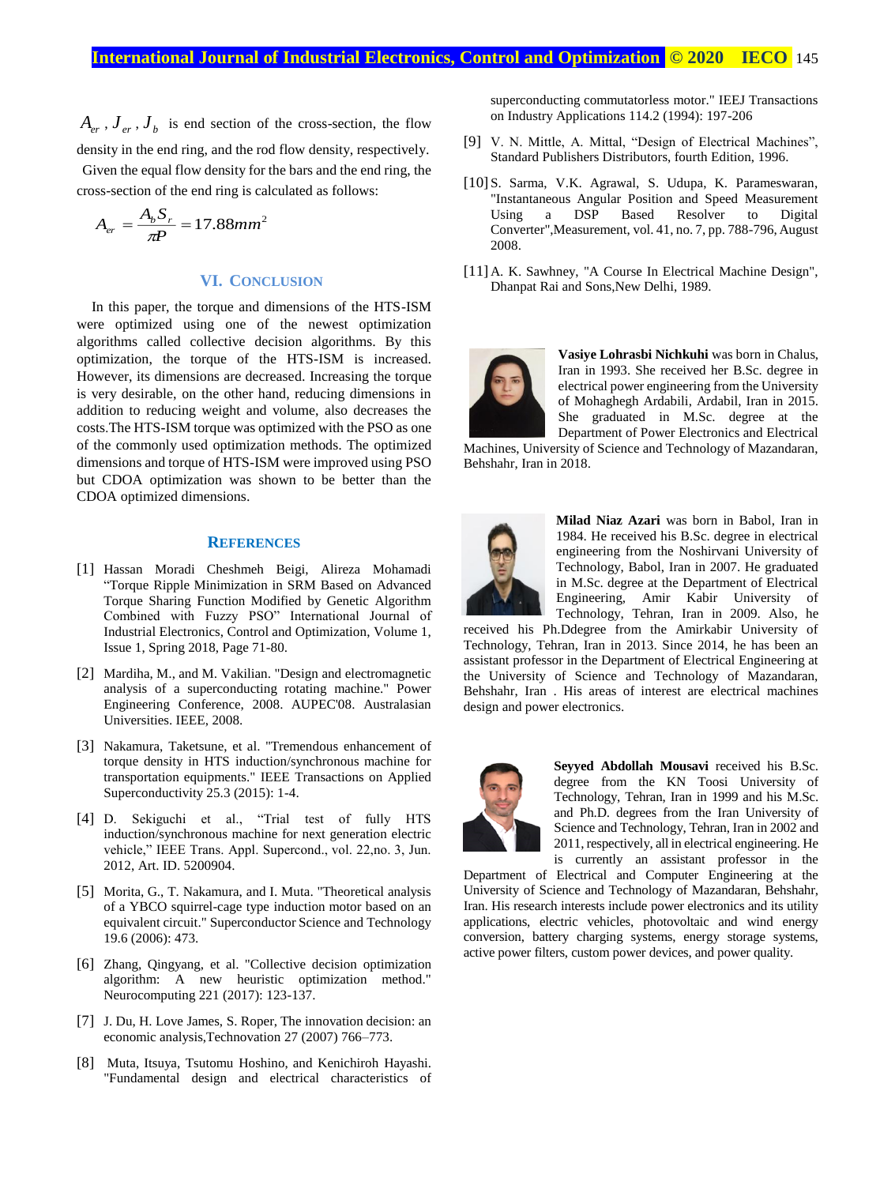$A_{er}$, $J_{er}$, $J_b$ is end section of the cross-section, the flow density in the end ring, and the rod flow density, respectively.

Given the equal flow density for the bars and the end ring, the cross-section of the end ring is calculated as follows:

$$A_{er} = \frac{A_b S_r}{\pi P} = 17.88mm^2$$

## VI. Conclusion

In this paper, the torque and dimensions of the HTS-ISM were optimized using one of the newest optimization algorithms called collective decision algorithms. By this optimization, the torque of the HTS-ISM is increased. However, its dimensions are decreased. Increasing the torque is very desirable, on the other hand, reducing dimensions in addition to reducing weight and volume, also decreases the costs.The HTS-ISM torque was optimized with the PSO as one of the commonly used optimization methods. The optimized dimensions and torque of HTS-ISM were improved using PSO but CDOA optimization was shown to be better than the CDOA optimized dimensions.

## References

[1] Hassan Moradi Cheshmeh Beigi, Alireza Mohamadi "Torque Ripple Minimization in SRM Based on Advanced Torque Sharing Function Modified by Genetic Algorithm Combined with Fuzzy PSO" International Journal of Industrial Electronics, Control and Optimization, Volume 1, Issue 1, Spring 2018, Page 71-80.

[2] Mardiha, M., and M. Vakilian. "Design and electromagnetic analysis of a superconducting rotating machine." Power Engineering Conference, 2008. AUPEC'08. Australasian Universities. IEEE, 2008.

[3] Nakamura, Taketsune, et al. "Tremendous enhancement of torque density in HTS induction/synchronous machine for transportation equipments." IEEE Transactions on Applied Superconductivity 25.3 (2015): 1-4.

[4] D. Sekiguchi et al., "Trial test of fully HTS induction/synchronous machine for next generation electric vehicle," IEEE Trans. Appl. Supercond., vol. 22,no. 3, Jun. 2012, Art. ID. 5200904.

[5] Morita, G., T. Nakamura, and I. Muta. "Theoretical analysis of a YBCO squirrel-cage type induction motor based on an equivalent circuit." Superconductor Science and Technology 19.6 (2006): 473.

[6] Zhang, Qingyang, et al. "Collective decision optimization algorithm: A new heuristic optimization method." Neurocomputing 221 (2017): 123-137.

[7] J. Du, H. Love James, S. Roper, The innovation decision: an economic analysis,Technovation 27 (2007) 766–773.

[8] Muta, Itsuya, Tsutomu Hoshino, and Kenichiroh Hayashi. "Fundamental design and electrical characteristics of superconducting commutatorless motor." IEEJ Transactions on Industry Applications 114.2 (1994): 197-206

[9] V. N. Mittle, A. Mittal, "Design of Electrical Machines", Standard Publishers Distributors, fourth Edition, 1996.

[10] S. Sarma, V.K. Agrawal, S. Udupa, K. Parameswaran, "Instantaneous Angular Position and Speed Measurement Using a DSP Based Resolver to Digital Converter",Measurement, vol. 41, no. 7, pp. 788-796, August 2008.

[11] A. K. Sawhney, "A Course In Electrical Machine Design", Dhanpat Rai and Sons,New Delhi, 1989.

**Vasiye Lohrasbi Nichkuhi** was born in Chalus, Iran in 1993. She received her B.Sc. degree in electrical power engineering from the University of Mohaghegh Ardabili, Ardabil, Iran in 2015. She graduated in M.Sc. degree at the Department of Power Electronics and Electrical Machines, University of Science and Technology of Mazandaran, Behshahr, Iran in 2018.

**Milad Niaz Azari** was born in Babol, Iran in 1984. He received his B.Sc. degree in electrical engineering from the Noshirvani University of Technology, Babol, Iran in 2007. He graduated in M.Sc. degree at the Department of Electrical Engineering, Amir Kabir University of Technology, Tehran, Iran in 2009. Also, he received his Ph.Ddegree from the Amirkabir University of Technology, Tehran, Iran in 2013. Since 2014, he has been an assistant professor in the Department of Electrical Engineering at the University of Science and Technology of Mazandaran, Behshahr, Iran . His areas of interest are electrical machines design and power electronics.

**Seyyed Abdollah Mousavi** received his B.Sc. degree from the KN Toosi University of Technology, Tehran, Iran in 1999 and his M.Sc. and Ph.D. degrees from the Iran University of Science and Technology, Tehran, Iran in 2002 and 2011, respectively, all in electrical engineering. He is currently an assistant professor in the Department of Electrical and Computer Engineering at the University of Science and Technology of Mazandaran, Behshahr, Iran. His research interests include power electronics and its utility applications, electric vehicles, photovoltaic and wind energy conversion, battery charging systems, energy storage systems, active power filters, custom power devices, and power quality.